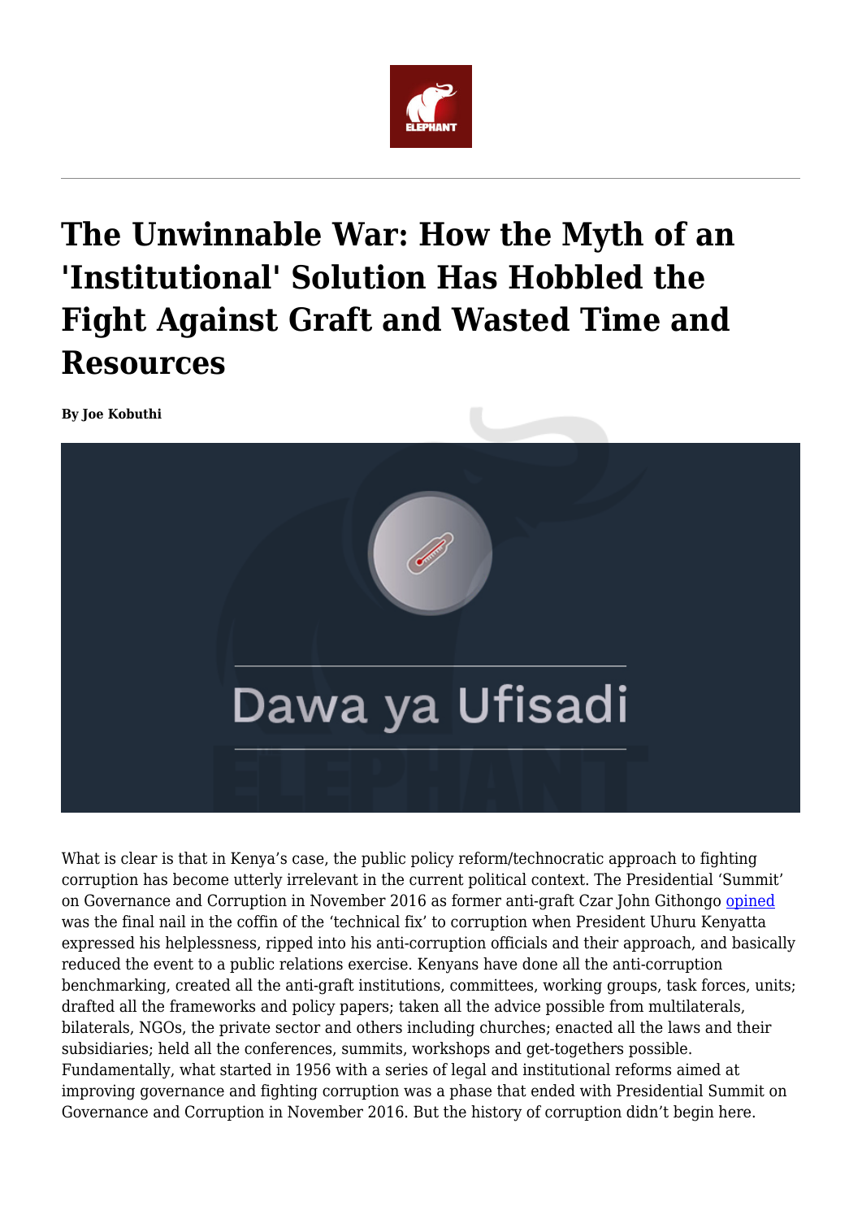# The Unwinnable War: How the Myth of an 'Institutional' Solution Has Hobbled the Fight Against Graft and Wasted Time and Resources

**By Joe Kobuthi**

What is clear is that in Kenya's case, the public policy reform/technocratic approach to fighting corruption has become utterly irrelevant in the current political context. The Presidential 'Summit' on Governance and Corruption in November 2016 as former anti-graft Czar John Githongo opined was the final nail in the coffin of the 'technical fix' to corruption when President Uhuru Kenyatta expressed his helplessness, ripped into his anti-corruption officials and their approach, and basically reduced the event to a public relations exercise. Kenyans have done all the anti-corruption benchmarking, created all the anti-graft institutions, committees, working groups, task forces, units; drafted all the frameworks and policy papers; taken all the advice possible from multilaterals, bilaterals, NGOs, the private sector and others including churches; enacted all the laws and their subsidiaries; held all the conferences, summits, workshops and get-togethers possible. Fundamentally, what started in 1956 with a series of legal and institutional reforms aimed at improving governance and fighting corruption was a phase that ended with Presidential Summit on Governance and Corruption in November 2016. But the history of corruption didn't begin here.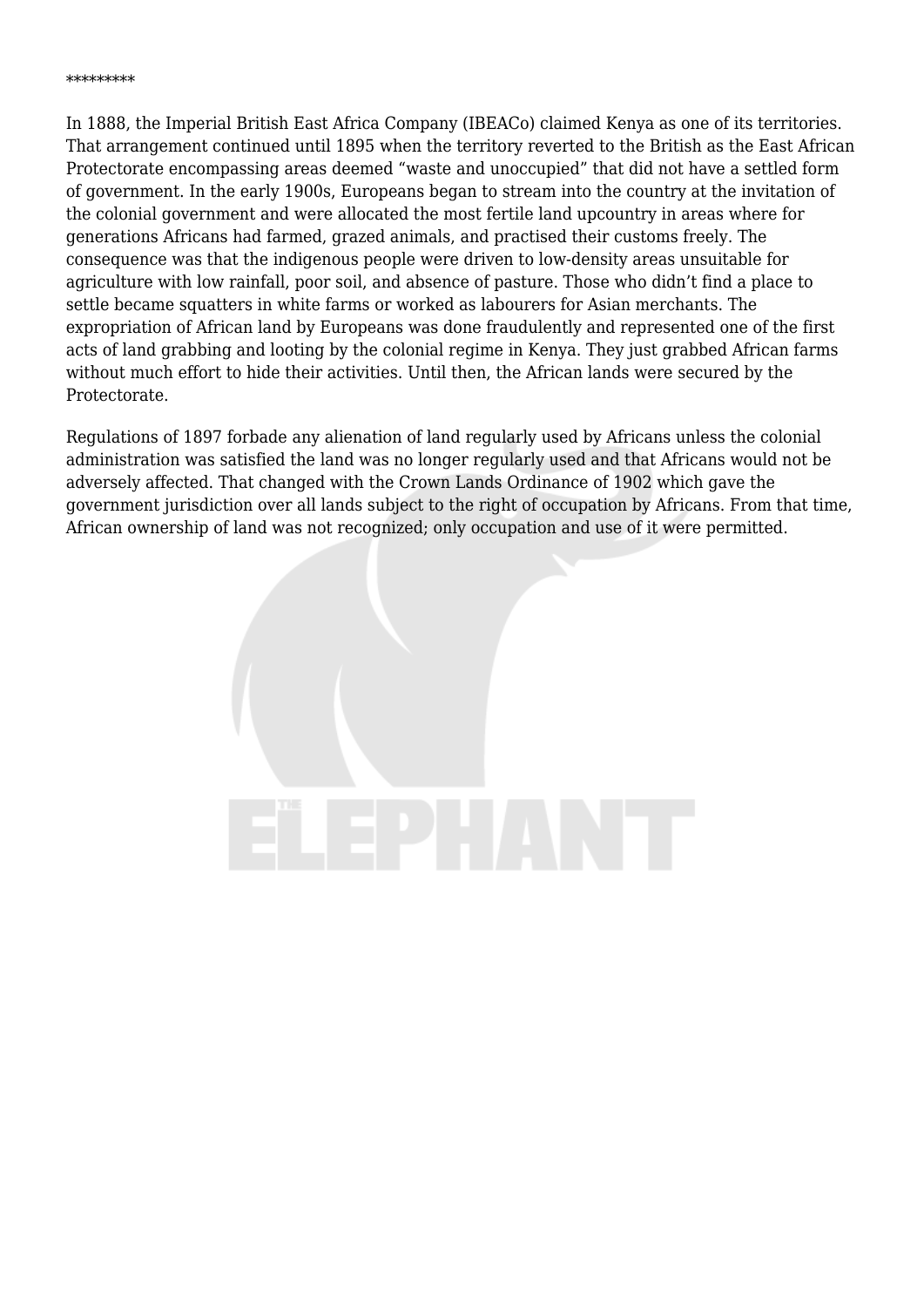*********

In 1888, the Imperial British East Africa Company (IBEACo) claimed Kenya as one of its territories. That arrangement continued until 1895 when the territory reverted to the British as the East African Protectorate encompassing areas deemed "waste and unoccupied" that did not have a settled form of government. In the early 1900s, Europeans began to stream into the country at the invitation of the colonial government and were allocated the most fertile land upcountry in areas where for generations Africans had farmed, grazed animals, and practised their customs freely. The consequence was that the indigenous people were driven to low-density areas unsuitable for agriculture with low rainfall, poor soil, and absence of pasture. Those who didn't find a place to settle became squatters in white farms or worked as labourers for Asian merchants. The expropriation of African land by Europeans was done fraudulently and represented one of the first acts of land grabbing and looting by the colonial regime in Kenya. They just grabbed African farms without much effort to hide their activities. Until then, the African lands were secured by the Protectorate.

Regulations of 1897 forbade any alienation of land regularly used by Africans unless the colonial administration was satisfied the land was no longer regularly used and that Africans would not be adversely affected. That changed with the Crown Lands Ordinance of 1902 which gave the government jurisdiction over all lands subject to the right of occupation by Africans. From that time, African ownership of land was not recognized; only occupation and use of it were permitted.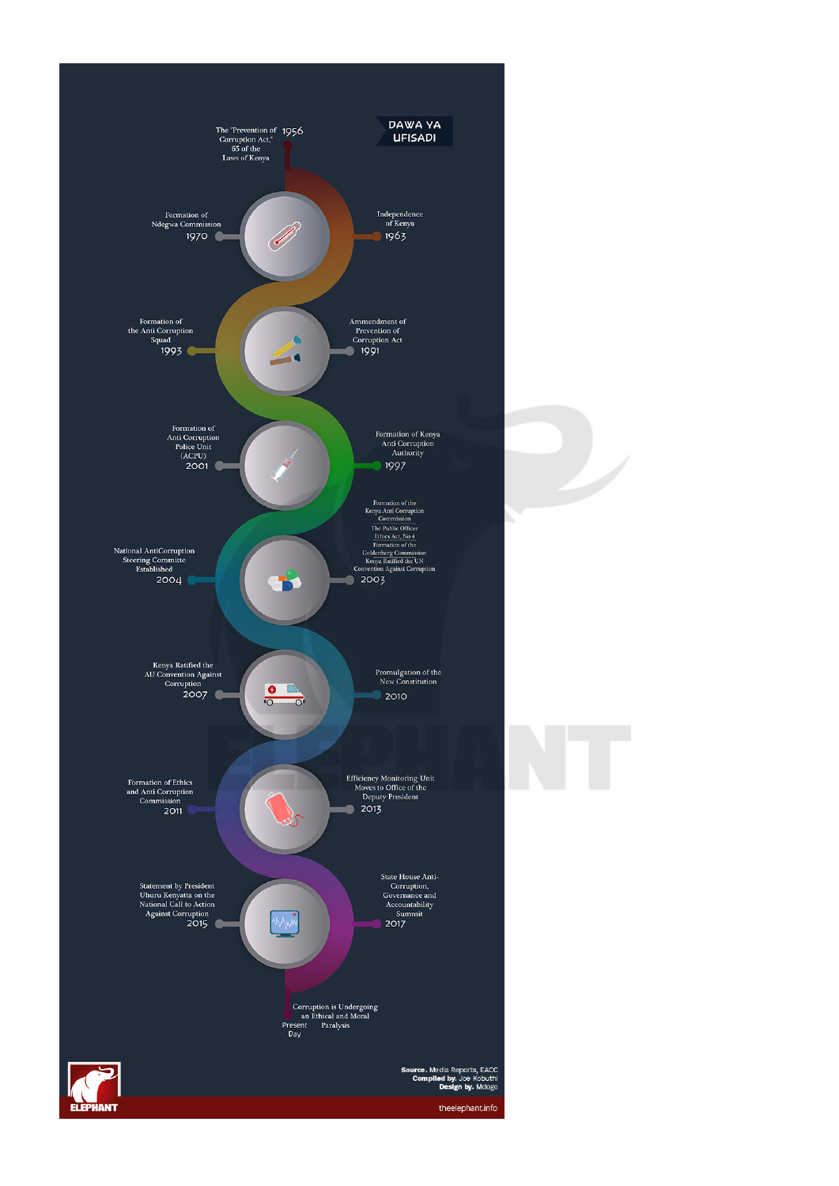# DAWA YA UFISADI

- **1956** – The "Prevention of Corruption Act," 65 of the Laws of Kenya
- **1963** – Independence of Kenya
- **1970** – Formation of Ndegwa Commission
- **1991** – Ammendment of Prevention of Corruption Act
- **1993** – Formation of the Anti Corruption Squad
- **1997** – Formation of Kenya Anti Corruption Authority
- **2001** – Formation of Anti Corruption Police Unit (ACPU)
- **2003** – Formation of the Kenya Anti Corruption Commission; The Public Officer Ethics Act, No 4; Formation of the Goldenberg Commission; Kenya Ratified the UN Convention Against Corruption
- **2004** – National AntiCorruption Steering Committe Established
- **2007** – Kenya Ratified the AU Convention Against Corruption
- **2010** – Promulgation of the New Constitution
- **2011** – Formation of Ethics and Anti Corruption Commission
- **2013** – Efficiency Monitoring Unit Moves to Office of the Deputy President
- **2015** – Statement by President Uhuru Kenyatta on the National Call to Action Against Corruption
- **2017** – State House Anti-Corruption, Governance and Accountability Summit
- **Present Day** – Corruption is Undergoing an Ethical and Moral Paralysis

**Source.** Media Reports, EACC
**Compiled by.** Joe Kobuthi
**Design by.** Mdogo

ELEPHANT

theelephant.info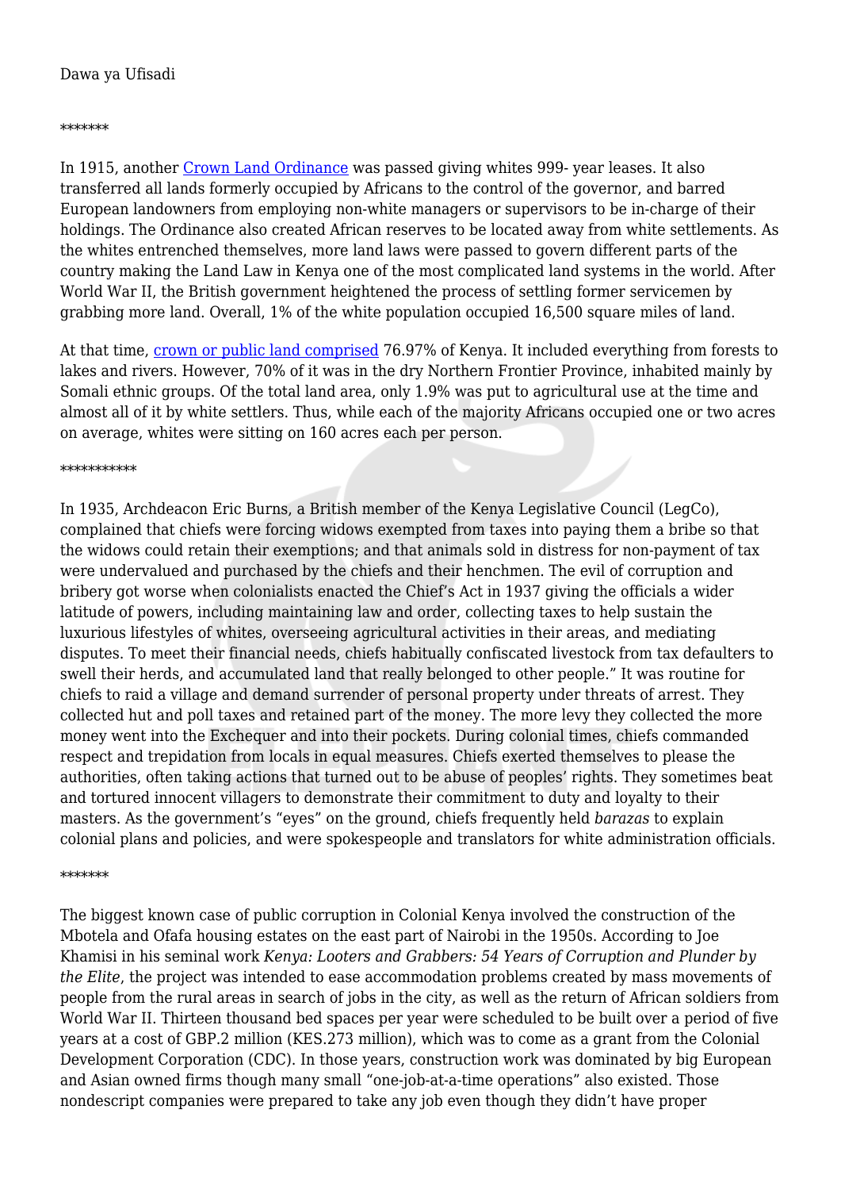Dawa ya Ufisadi

*******

In 1915, another [Crown Land Ordinance](#) was passed giving whites 999- year leases. It also transferred all lands formerly occupied by Africans to the control of the governor, and barred European landowners from employing non-white managers or supervisors to be in-charge of their holdings. The Ordinance also created African reserves to be located away from white settlements. As the whites entrenched themselves, more land laws were passed to govern different parts of the country making the Land Law in Kenya one of the most complicated land systems in the world. After World War II, the British government heightened the process of settling former servicemen by grabbing more land. Overall, 1% of the white population occupied 16,500 square miles of land.

At that time, [crown or public land comprised](#) 76.97% of Kenya. It included everything from forests to lakes and rivers. However, 70% of it was in the dry Northern Frontier Province, inhabited mainly by Somali ethnic groups. Of the total land area, only 1.9% was put to agricultural use at the time and almost all of it by white settlers. Thus, while each of the majority Africans occupied one or two acres on average, whites were sitting on 160 acres each per person.

***********

In 1935, Archdeacon Eric Burns, a British member of the Kenya Legislative Council (LegCo), complained that chiefs were forcing widows exempted from taxes into paying them a bribe so that the widows could retain their exemptions; and that animals sold in distress for non-payment of tax were undervalued and purchased by the chiefs and their henchmen. The evil of corruption and bribery got worse when colonialists enacted the Chief's Act in 1937 giving the officials a wider latitude of powers, including maintaining law and order, collecting taxes to help sustain the luxurious lifestyles of whites, overseeing agricultural activities in their areas, and mediating disputes. To meet their financial needs, chiefs habitually confiscated livestock from tax defaulters to swell their herds, and accumulated land that really belonged to other people." It was routine for chiefs to raid a village and demand surrender of personal property under threats of arrest. They collected hut and poll taxes and retained part of the money. The more levy they collected the more money went into the Exchequer and into their pockets. During colonial times, chiefs commanded respect and trepidation from locals in equal measures. Chiefs exerted themselves to please the authorities, often taking actions that turned out to be abuse of peoples' rights. They sometimes beat and tortured innocent villagers to demonstrate their commitment to duty and loyalty to their masters. As the government's "eyes" on the ground, chiefs frequently held *barazas* to explain colonial plans and policies, and were spokespeople and translators for white administration officials.

*******

The biggest known case of public corruption in Colonial Kenya involved the construction of the Mbotela and Ofafa housing estates on the east part of Nairobi in the 1950s. According to Joe Khamisi in his seminal work *Kenya: Looters and Grabbers: 54 Years of Corruption and Plunder by the Elite*, the project was intended to ease accommodation problems created by mass movements of people from the rural areas in search of jobs in the city, as well as the return of African soldiers from World War II. Thirteen thousand bed spaces per year were scheduled to be built over a period of five years at a cost of GBP.2 million (KES.273 million), which was to come as a grant from the Colonial Development Corporation (CDC). In those years, construction work was dominated by big European and Asian owned firms though many small "one-job-at-a-time operations" also existed. Those nondescript companies were prepared to take any job even though they didn't have proper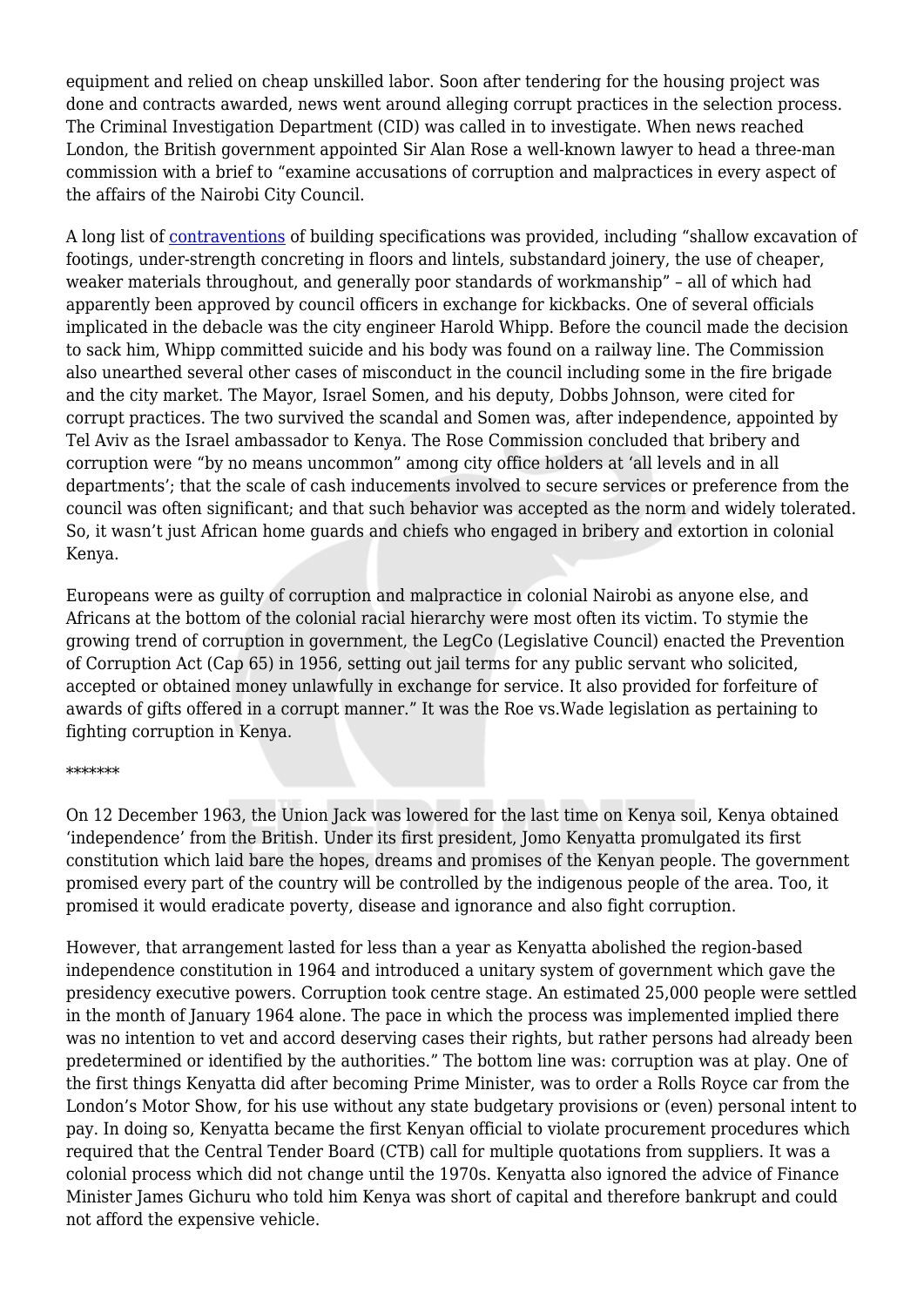equipment and relied on cheap unskilled labor. Soon after tendering for the housing project was done and contracts awarded, news went around alleging corrupt practices in the selection process. The Criminal Investigation Department (CID) was called in to investigate. When news reached London, the British government appointed Sir Alan Rose a well-known lawyer to head a three-man commission with a brief to "examine accusations of corruption and malpractices in every aspect of the affairs of the Nairobi City Council.

A long list of contraventions of building specifications was provided, including "shallow excavation of footings, under-strength concreting in floors and lintels, substandard joinery, the use of cheaper, weaker materials throughout, and generally poor standards of workmanship" – all of which had apparently been approved by council officers in exchange for kickbacks. One of several officials implicated in the debacle was the city engineer Harold Whipp. Before the council made the decision to sack him, Whipp committed suicide and his body was found on a railway line. The Commission also unearthed several other cases of misconduct in the council including some in the fire brigade and the city market. The Mayor, Israel Somen, and his deputy, Dobbs Johnson, were cited for corrupt practices. The two survived the scandal and Somen was, after independence, appointed by Tel Aviv as the Israel ambassador to Kenya. The Rose Commission concluded that bribery and corruption were "by no means uncommon" among city office holders at 'all levels and in all departments'; that the scale of cash inducements involved to secure services or preference from the council was often significant; and that such behavior was accepted as the norm and widely tolerated. So, it wasn't just African home guards and chiefs who engaged in bribery and extortion in colonial Kenya.

Europeans were as guilty of corruption and malpractice in colonial Nairobi as anyone else, and Africans at the bottom of the colonial racial hierarchy were most often its victim. To stymie the growing trend of corruption in government, the LegCo (Legislative Council) enacted the Prevention of Corruption Act (Cap 65) in 1956, setting out jail terms for any public servant who solicited, accepted or obtained money unlawfully in exchange for service. It also provided for forfeiture of awards of gifts offered in a corrupt manner." It was the Roe vs.Wade legislation as pertaining to fighting corruption in Kenya.

*******

On 12 December 1963, the Union Jack was lowered for the last time on Kenya soil, Kenya obtained 'independence' from the British. Under its first president, Jomo Kenyatta promulgated its first constitution which laid bare the hopes, dreams and promises of the Kenyan people. The government promised every part of the country will be controlled by the indigenous people of the area. Too, it promised it would eradicate poverty, disease and ignorance and also fight corruption.

However, that arrangement lasted for less than a year as Kenyatta abolished the region-based independence constitution in 1964 and introduced a unitary system of government which gave the presidency executive powers. Corruption took centre stage. An estimated 25,000 people were settled in the month of January 1964 alone. The pace in which the process was implemented implied there was no intention to vet and accord deserving cases their rights, but rather persons had already been predetermined or identified by the authorities." The bottom line was: corruption was at play. One of the first things Kenyatta did after becoming Prime Minister, was to order a Rolls Royce car from the London's Motor Show, for his use without any state budgetary provisions or (even) personal intent to pay. In doing so, Kenyatta became the first Kenyan official to violate procurement procedures which required that the Central Tender Board (CTB) call for multiple quotations from suppliers. It was a colonial process which did not change until the 1970s. Kenyatta also ignored the advice of Finance Minister James Gichuru who told him Kenya was short of capital and therefore bankrupt and could not afford the expensive vehicle.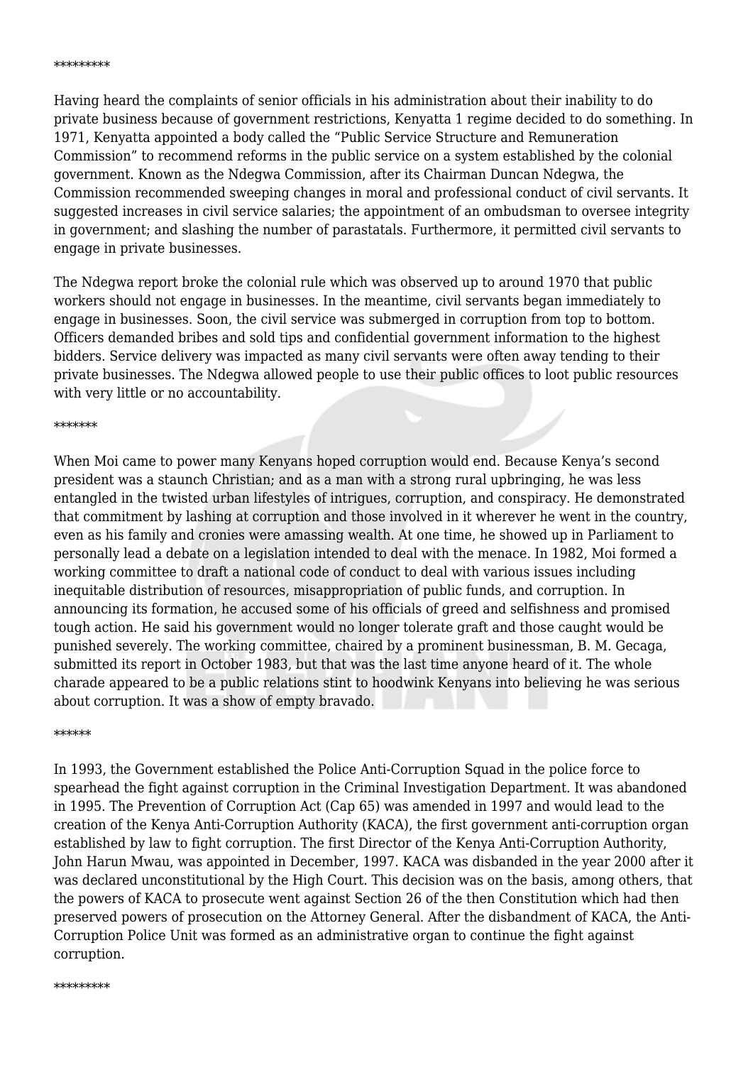*********

Having heard the complaints of senior officials in his administration about their inability to do private business because of government restrictions, Kenyatta 1 regime decided to do something. In 1971, Kenyatta appointed a body called the "Public Service Structure and Remuneration Commission" to recommend reforms in the public service on a system established by the colonial government. Known as the Ndegwa Commission, after its Chairman Duncan Ndegwa, the Commission recommended sweeping changes in moral and professional conduct of civil servants. It suggested increases in civil service salaries; the appointment of an ombudsman to oversee integrity in government; and slashing the number of parastatals. Furthermore, it permitted civil servants to engage in private businesses.

The Ndegwa report broke the colonial rule which was observed up to around 1970 that public workers should not engage in businesses. In the meantime, civil servants began immediately to engage in businesses. Soon, the civil service was submerged in corruption from top to bottom. Officers demanded bribes and sold tips and confidential government information to the highest bidders. Service delivery was impacted as many civil servants were often away tending to their private businesses. The Ndegwa allowed people to use their public offices to loot public resources with very little or no accountability.

*******

When Moi came to power many Kenyans hoped corruption would end. Because Kenya's second president was a staunch Christian; and as a man with a strong rural upbringing, he was less entangled in the twisted urban lifestyles of intrigues, corruption, and conspiracy. He demonstrated that commitment by lashing at corruption and those involved in it wherever he went in the country, even as his family and cronies were amassing wealth. At one time, he showed up in Parliament to personally lead a debate on a legislation intended to deal with the menace. In 1982, Moi formed a working committee to draft a national code of conduct to deal with various issues including inequitable distribution of resources, misappropriation of public funds, and corruption. In announcing its formation, he accused some of his officials of greed and selfishness and promised tough action. He said his government would no longer tolerate graft and those caught would be punished severely. The working committee, chaired by a prominent businessman, B. M. Gecaga, submitted its report in October 1983, but that was the last time anyone heard of it. The whole charade appeared to be a public relations stint to hoodwink Kenyans into believing he was serious about corruption. It was a show of empty bravado.

******

In 1993, the Government established the Police Anti-Corruption Squad in the police force to spearhead the fight against corruption in the Criminal Investigation Department. It was abandoned in 1995. The Prevention of Corruption Act (Cap 65) was amended in 1997 and would lead to the creation of the Kenya Anti-Corruption Authority (KACA), the first government anti-corruption organ established by law to fight corruption. The first Director of the Kenya Anti-Corruption Authority, John Harun Mwau, was appointed in December, 1997. KACA was disbanded in the year 2000 after it was declared unconstitutional by the High Court. This decision was on the basis, among others, that the powers of KACA to prosecute went against Section 26 of the then Constitution which had then preserved powers of prosecution on the Attorney General. After the disbandment of KACA, the Anti-Corruption Police Unit was formed as an administrative organ to continue the fight against corruption.

*********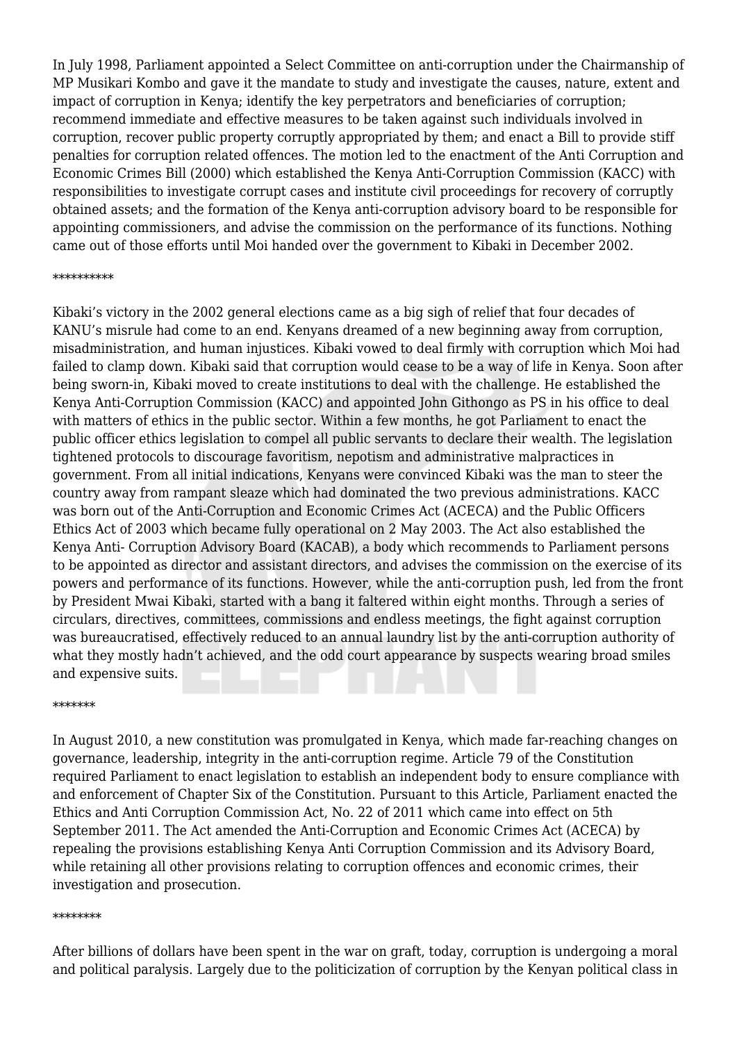In July 1998, Parliament appointed a Select Committee on anti-corruption under the Chairmanship of MP Musikari Kombo and gave it the mandate to study and investigate the causes, nature, extent and impact of corruption in Kenya; identify the key perpetrators and beneficiaries of corruption; recommend immediate and effective measures to be taken against such individuals involved in corruption, recover public property corruptly appropriated by them; and enact a Bill to provide stiff penalties for corruption related offences. The motion led to the enactment of the Anti Corruption and Economic Crimes Bill (2000) which established the Kenya Anti-Corruption Commission (KACC) with responsibilities to investigate corrupt cases and institute civil proceedings for recovery of corruptly obtained assets; and the formation of the Kenya anti-corruption advisory board to be responsible for appointing commissioners, and advise the commission on the performance of its functions. Nothing came out of those efforts until Moi handed over the government to Kibaki in December 2002.

**********

Kibaki's victory in the 2002 general elections came as a big sigh of relief that four decades of KANU's misrule had come to an end. Kenyans dreamed of a new beginning away from corruption, misadministration, and human injustices. Kibaki vowed to deal firmly with corruption which Moi had failed to clamp down. Kibaki said that corruption would cease to be a way of life in Kenya. Soon after being sworn-in, Kibaki moved to create institutions to deal with the challenge. He established the Kenya Anti-Corruption Commission (KACC) and appointed John Githongo as PS in his office to deal with matters of ethics in the public sector. Within a few months, he got Parliament to enact the public officer ethics legislation to compel all public servants to declare their wealth. The legislation tightened protocols to discourage favoritism, nepotism and administrative malpractices in government. From all initial indications, Kenyans were convinced Kibaki was the man to steer the country away from rampant sleaze which had dominated the two previous administrations. KACC was born out of the Anti-Corruption and Economic Crimes Act (ACECA) and the Public Officers Ethics Act of 2003 which became fully operational on 2 May 2003. The Act also established the Kenya Anti- Corruption Advisory Board (KACAB), a body which recommends to Parliament persons to be appointed as director and assistant directors, and advises the commission on the exercise of its powers and performance of its functions. However, while the anti-corruption push, led from the front by President Mwai Kibaki, started with a bang it faltered within eight months. Through a series of circulars, directives, committees, commissions and endless meetings, the fight against corruption was bureaucratised, effectively reduced to an annual laundry list by the anti-corruption authority of what they mostly hadn't achieved, and the odd court appearance by suspects wearing broad smiles and expensive suits.

*******

In August 2010, a new constitution was promulgated in Kenya, which made far-reaching changes on governance, leadership, integrity in the anti-corruption regime. Article 79 of the Constitution required Parliament to enact legislation to establish an independent body to ensure compliance with and enforcement of Chapter Six of the Constitution. Pursuant to this Article, Parliament enacted the Ethics and Anti Corruption Commission Act, No. 22 of 2011 which came into effect on 5th September 2011. The Act amended the Anti-Corruption and Economic Crimes Act (ACECA) by repealing the provisions establishing Kenya Anti Corruption Commission and its Advisory Board, while retaining all other provisions relating to corruption offences and economic crimes, their investigation and prosecution.

********

After billions of dollars have been spent in the war on graft, today, corruption is undergoing a moral and political paralysis. Largely due to the politicization of corruption by the Kenyan political class in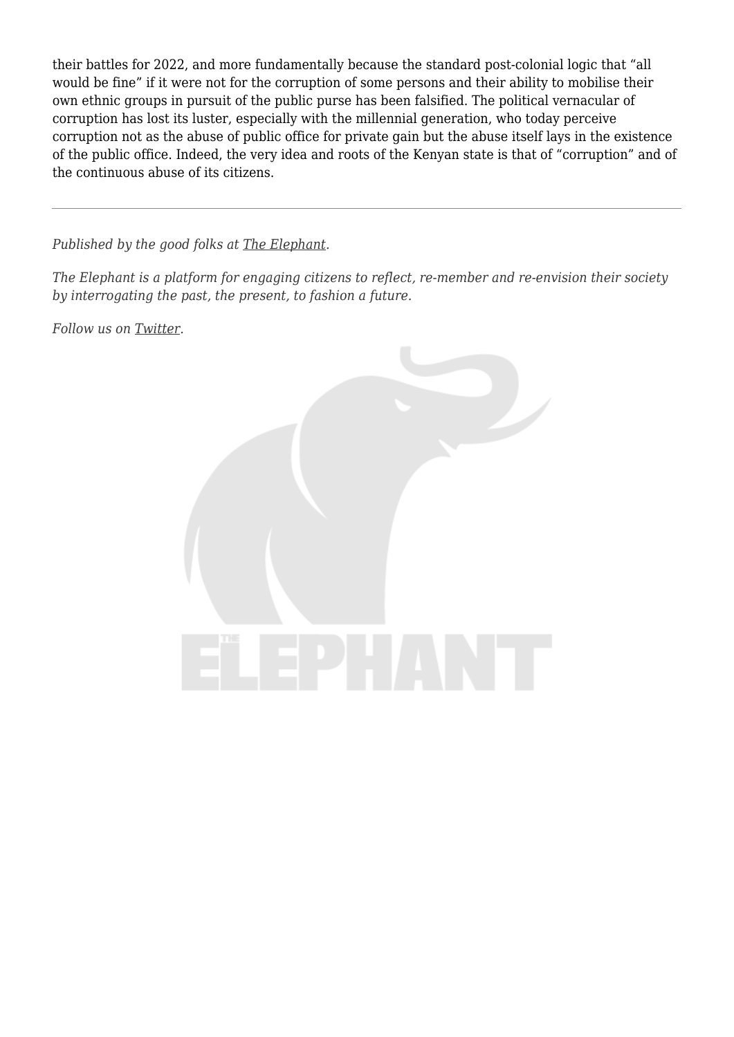their battles for 2022, and more fundamentally because the standard post-colonial logic that "all would be fine" if it were not for the corruption of some persons and their ability to mobilise their own ethnic groups in pursuit of the public purse has been falsified. The political vernacular of corruption has lost its luster, especially with the millennial generation, who today perceive corruption not as the abuse of public office for private gain but the abuse itself lays in the existence of the public office. Indeed, the very idea and roots of the Kenyan state is that of "corruption" and of the continuous abuse of its citizens.

---

*Published by the good folks at The Elephant.*

*The Elephant is a platform for engaging citizens to reflect, re-member and re-envision their society by interrogating the past, the present, to fashion a future.*

*Follow us on Twitter.*